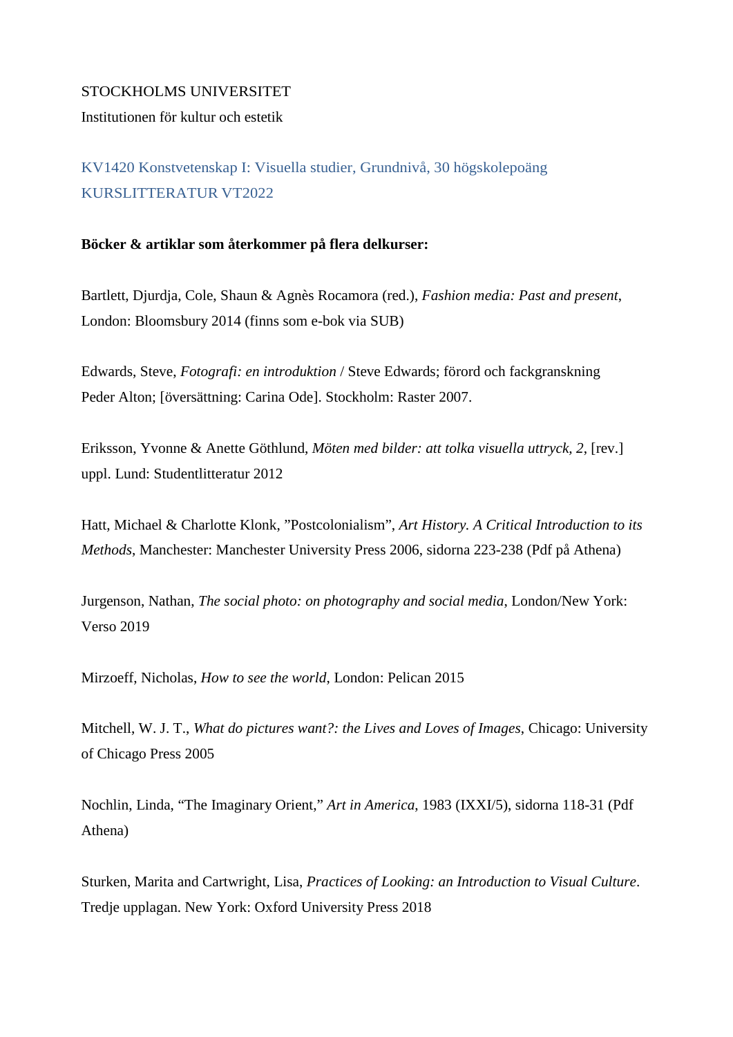STOCKHOLMS UNIVERSITET

Institutionen för kultur och estetik

## KV1420 Konstvetenskap I: Visuella studier, Grundnivå, 30 högskolepoäng
## KURSLITTERATUR VT2022

**Böcker & artiklar som återkommer på flera delkurser:**

Bartlett, Djurdja, Cole, Shaun & Agnès Rocamora (red.), *Fashion media: Past and present*, London: Bloomsbury 2014 (finns som e-bok via SUB)

Edwards, Steve, *Fotografi: en introduktion* / Steve Edwards; förord och fackgranskning Peder Alton; [översättning: Carina Ode]. Stockholm: Raster 2007.

Eriksson, Yvonne & Anette Göthlund, *Möten med bilder: att tolka visuella uttryck, 2*, [rev.] uppl. Lund: Studentlitteratur 2012

Hatt, Michael & Charlotte Klonk, ”Postcolonialism”, *Art History. A Critical Introduction to its Methods*, Manchester: Manchester University Press 2006, sidorna 223-238 (Pdf på Athena)

Jurgenson, Nathan, *The social photo: on photography and social media*, London/New York: Verso 2019

Mirzoeff, Nicholas, *How to see the world*, London: Pelican 2015

Mitchell, W. J. T., *What do pictures want?: the Lives and Loves of Images*, Chicago: University of Chicago Press 2005

Nochlin, Linda, “The Imaginary Orient,” *Art in America*, 1983 (IXXI/5), sidorna 118-31 (Pdf Athena)

Sturken, Marita and Cartwright, Lisa, *Practices of Looking: an Introduction to Visual Culture*. Tredje upplagan. New York: Oxford University Press 2018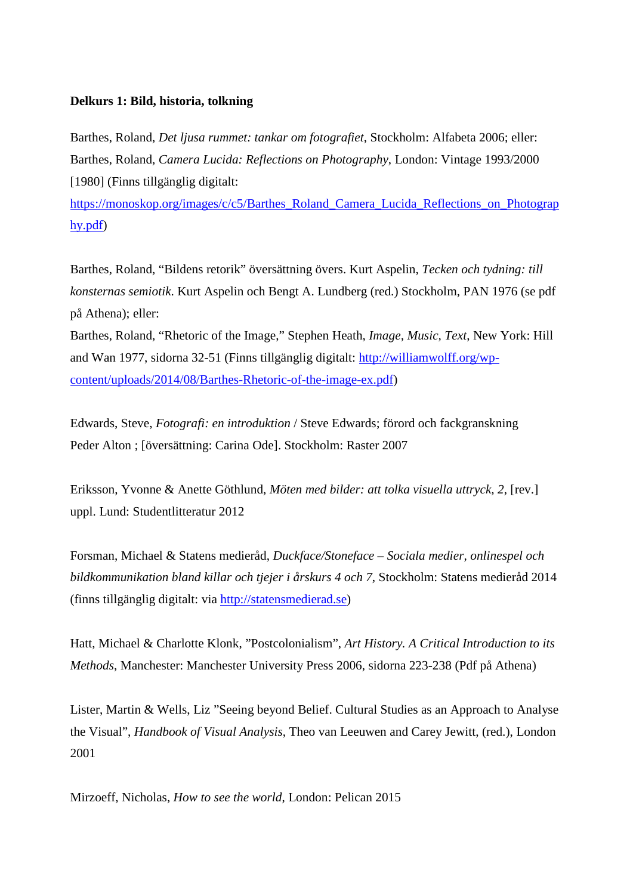**Delkurs 1: Bild, historia, tolkning**

Barthes, Roland, *Det ljusa rummet: tankar om fotografiet*, Stockholm: Alfabeta 2006; eller: Barthes, Roland, *Camera Lucida: Reflections on Photography*, London: Vintage 1993/2000 [1980] (Finns tillgänglig digitalt: [https://monoskop.org/images/c/c5/Barthes_Roland_Camera_Lucida_Reflections_on_Photography.pdf](https://monoskop.org/images/c/c5/Barthes_Roland_Camera_Lucida_Reflections_on_Photography.pdf))

Barthes, Roland, "Bildens retorik" översättning övers. Kurt Aspelin, *Tecken och tydning: till konsternas semiotik*. Kurt Aspelin och Bengt A. Lundberg (red.) Stockholm, PAN 1976 (se pdf på Athena); eller:
Barthes, Roland, "Rhetoric of the Image," Stephen Heath, *Image*, *Music*, *Text*, New York: Hill and Wan 1977, sidorna 32-51 (Finns tillgänglig digitalt: [http://williamwolff.org/wp-content/uploads/2014/08/Barthes-Rhetoric-of-the-image-ex.pdf](http://williamwolff.org/wp-content/uploads/2014/08/Barthes-Rhetoric-of-the-image-ex.pdf))

Edwards, Steve, *Fotografi: en introduktion* / Steve Edwards; förord och fackgranskning Peder Alton ; [översättning: Carina Ode]. Stockholm: Raster 2007

Eriksson, Yvonne & Anette Göthlund, *Möten med bilder: att tolka visuella uttryck, 2*, [rev.] uppl. Lund: Studentlitteratur 2012

Forsman, Michael & Statens medieråd, *Duckface/Stoneface – Sociala medier, onlinespel och bildkommunikation bland killar och tjejer i årskurs 4 och 7*, Stockholm: Statens medieråd 2014 (finns tillgänglig digitalt: via [http://statensmedierad.se](http://statensmedierad.se))

Hatt, Michael & Charlotte Klonk, "Postcolonialism", *Art History. A Critical Introduction to its Methods*, Manchester: Manchester University Press 2006, sidorna 223-238 (Pdf på Athena)

Lister, Martin & Wells, Liz "Seeing beyond Belief. Cultural Studies as an Approach to Analyse the Visual", *Handbook of Visual Analysis*, Theo van Leeuwen and Carey Jewitt, (red.), London 2001

Mirzoeff, Nicholas, *How to see the world*, London: Pelican 2015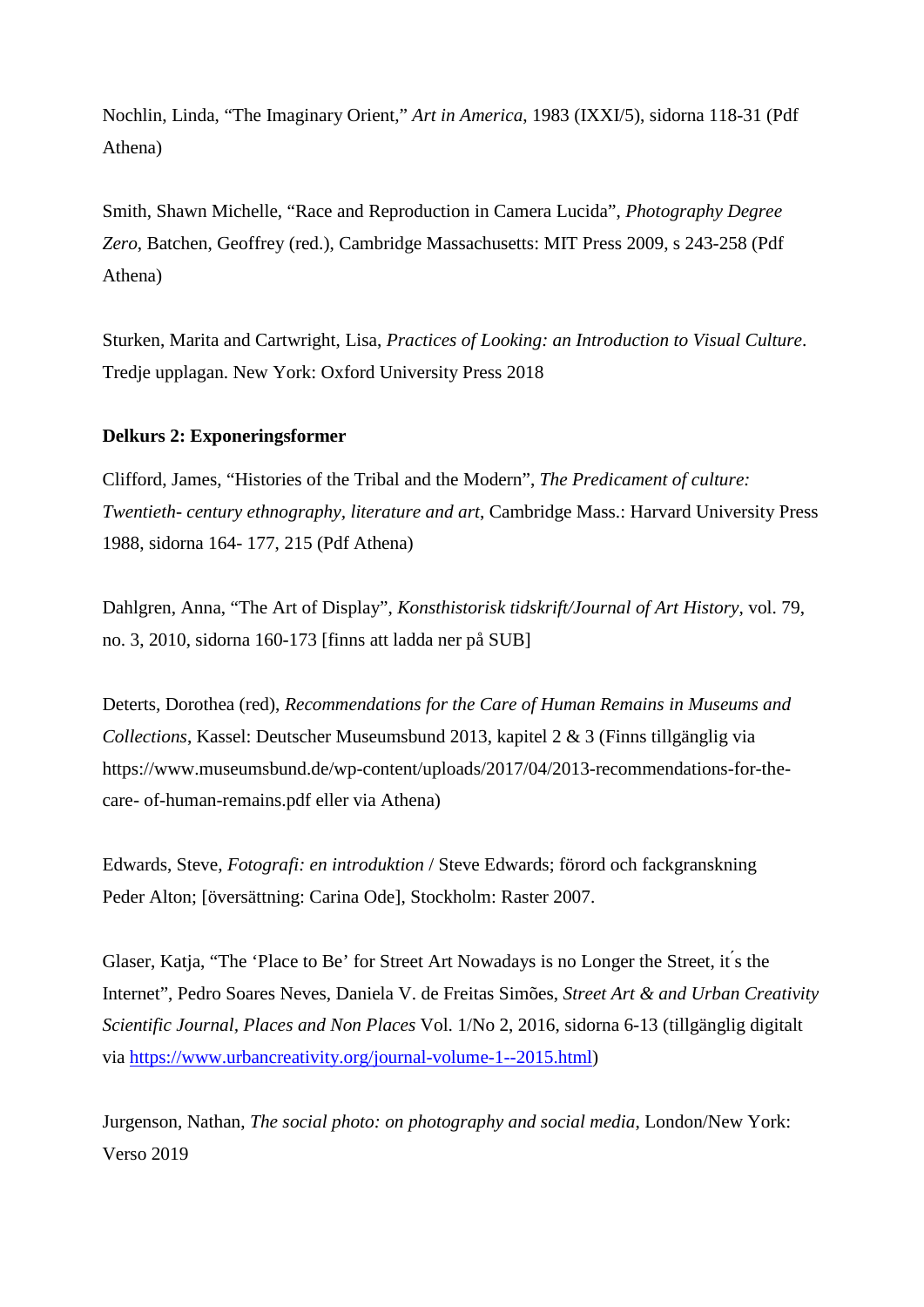Nochlin, Linda, “The Imaginary Orient,” *Art in America*, 1983 (IXXI/5), sidorna 118-31 (Pdf Athena)

Smith, Shawn Michelle, “Race and Reproduction in Camera Lucida”, *Photography Degree Zero*, Batchen, Geoffrey (red.), Cambridge Massachusetts: MIT Press 2009, s 243-258 (Pdf Athena)

Sturken, Marita and Cartwright, Lisa, *Practices of Looking: an Introduction to Visual Culture*. Tredje upplagan. New York: Oxford University Press 2018

**Delkurs 2: Exponeringsformer**

Clifford, James, “Histories of the Tribal and the Modern”, *The Predicament of culture: Twentieth- century ethnography, literature and art*, Cambridge Mass.: Harvard University Press 1988, sidorna 164- 177, 215 (Pdf Athena)

Dahlgren, Anna, “The Art of Display”, *Konsthistorisk tidskrift/Journal of Art History*, vol. 79, no. 3, 2010, sidorna 160-173 [finns att ladda ner på SUB]

Deterts, Dorothea (red), *Recommendations for the Care of Human Remains in Museums and Collections*, Kassel: Deutscher Museumsbund 2013, kapitel 2 & 3 (Finns tillgänglig via https://www.museumsbund.de/wp-content/uploads/2017/04/2013-recommendations-for-the-care- of-human-remains.pdf eller via Athena)

Edwards, Steve, *Fotografi: en introduktion* / Steve Edwards; förord och fackgranskning Peder Alton; [översättning: Carina Ode], Stockholm: Raster 2007.

Glaser, Katja, “The ‘Place to Be’ for Street Art Nowadays is no Longer the Street, it´s the Internet”, Pedro Soares Neves, Daniela V. de Freitas Simões, *Street Art & and Urban Creativity Scientific Journal, Places and Non Places* Vol. 1/No 2, 2016, sidorna 6-13 (tillgängligt digitalt via https://www.urbancreativity.org/journal-volume-1--2015.html)

Jurgenson, Nathan, *The social photo: on photography and social media*, London/New York: Verso 2019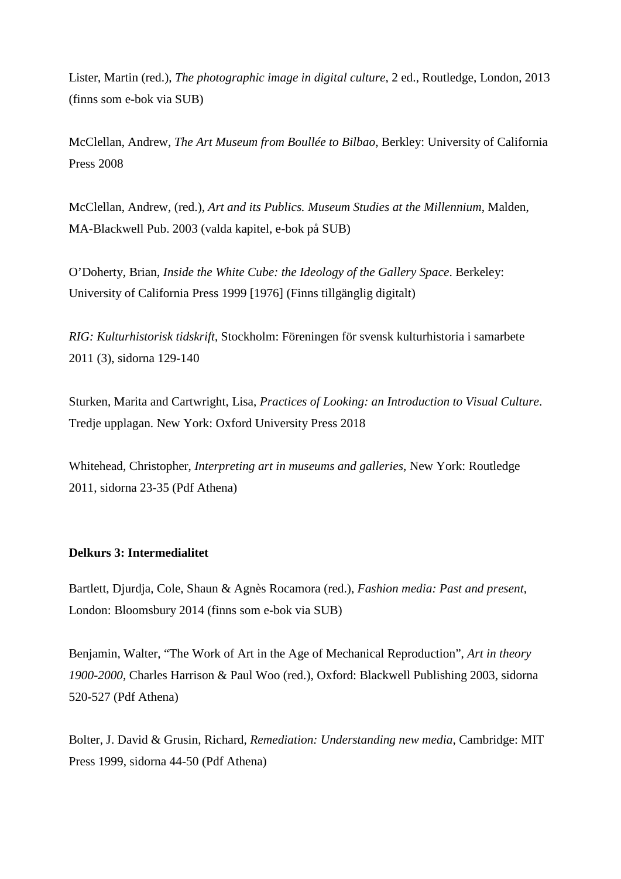Lister, Martin (red.), *The photographic image in digital culture*, 2 ed., Routledge, London, 2013 (finns som e-bok via SUB)

McClellan, Andrew, *The Art Museum from Boullée to Bilbao*, Berkley: University of California Press 2008

McClellan, Andrew, (red.), *Art and its Publics. Museum Studies at the Millennium*, Malden, MA-Blackwell Pub. 2003 (valda kapitel, e-bok på SUB)

O'Doherty, Brian, *Inside the White Cube: the Ideology of the Gallery Space*. Berkeley: University of California Press 1999 [1976] (Finns tillgänglig digitalt)

*RIG: Kulturhistorisk tidskrift*, Stockholm: Föreningen för svensk kulturhistoria i samarbete 2011 (3), sidorna 129-140

Sturken, Marita and Cartwright, Lisa, *Practices of Looking: an Introduction to Visual Culture*. Tredje upplagan. New York: Oxford University Press 2018

Whitehead, Christopher, *Interpreting art in museums and galleries*, New York: Routledge 2011, sidorna 23-35 (Pdf Athena)

**Delkurs 3: Intermedialitet**

Bartlett, Djurdja, Cole, Shaun & Agnès Rocamora (red.), *Fashion media: Past and present*, London: Bloomsbury 2014 (finns som e-bok via SUB)

Benjamin, Walter, "The Work of Art in the Age of Mechanical Reproduction", *Art in theory 1900-2000*, Charles Harrison & Paul Woo (red.), Oxford: Blackwell Publishing 2003, sidorna 520-527 (Pdf Athena)

Bolter, J. David & Grusin, Richard, *Remediation: Understanding new media*, Cambridge: MIT Press 1999, sidorna 44-50 (Pdf Athena)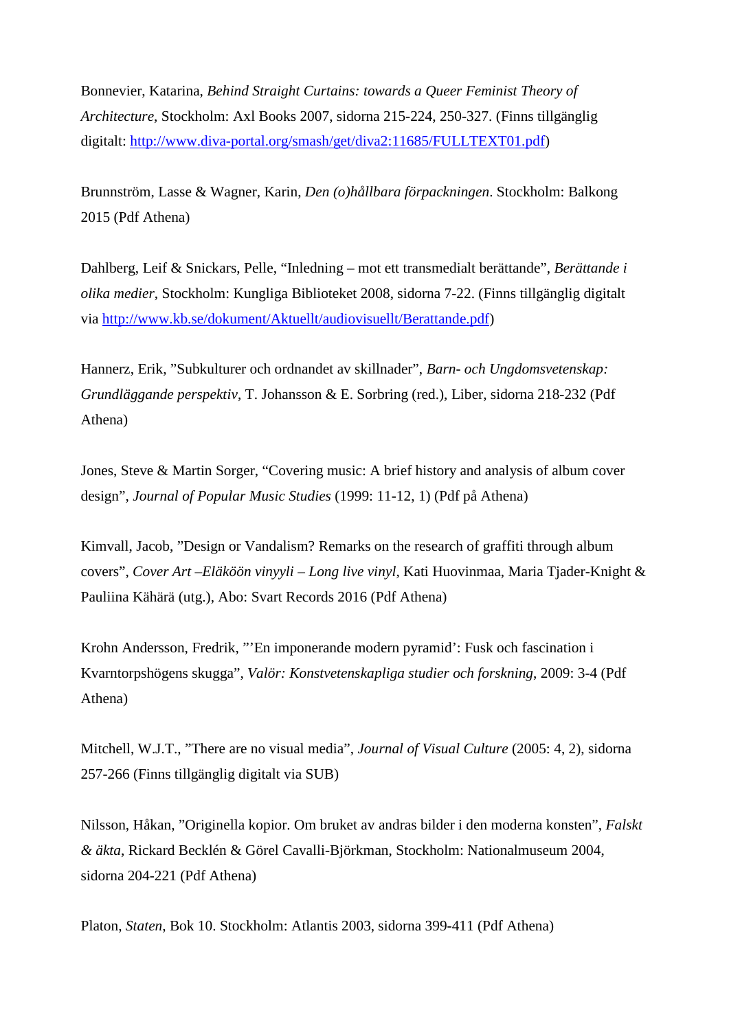Bonnevier, Katarina, *Behind Straight Curtains: towards a Queer Feminist Theory of Architecture*, Stockholm: Axl Books 2007, sidorna 215-224, 250-327. (Finns tillgänglig digitalt: [http://www.diva-portal.org/smash/get/diva2:11685/FULLTEXT01.pdf](http://www.diva-portal.org/smash/get/diva2:11685/FULLTEXT01.pdf))

Brunnström, Lasse & Wagner, Karin, *Den (o)hållbara förpackningen*. Stockholm: Balkong 2015 (Pdf Athena)

Dahlberg, Leif & Snickars, Pelle, "Inledning – mot ett transmedialt berättande", *Berättande i olika medier*, Stockholm: Kungliga Biblioteket 2008, sidorna 7-22. (Finns tillgänglig digitalt via [http://www.kb.se/dokument/Aktuellt/audiovisuellt/Berattande.pdf](http://www.kb.se/dokument/Aktuellt/audiovisuellt/Berattande.pdf))

Hannerz, Erik, "Subkulturer och ordnandet av skillnader", *Barn- och Ungdomsvetenskap: Grundläggande perspektiv*, T. Johansson & E. Sorbring (red.), Liber, sidorna 218-232 (Pdf Athena)

Jones, Steve & Martin Sorger, "Covering music: A brief history and analysis of album cover design", *Journal of Popular Music Studies* (1999: 11-12, 1) (Pdf på Athena)

Kimvall, Jacob, "Design or Vandalism? Remarks on the research of graffiti through album covers", *Cover Art –Eläköön vinyyli – Long live vinyl*, Kati Huovinmaa, Maria Tjader-Knight & Pauliina Kähärä (utg.), Abo: Svart Records 2016 (Pdf Athena)

Krohn Andersson, Fredrik, "'En imponerande modern pyramid': Fusk och fascination i Kvarntorpshögens skugga", *Valör: Konstvetenskapliga studier och forskning*, 2009: 3-4 (Pdf Athena)

Mitchell, W.J.T., "There are no visual media", *Journal of Visual Culture* (2005: 4, 2), sidorna 257-266 (Finns tillgänglig digitalt via SUB)

Nilsson, Håkan, "Originella kopior. Om bruket av andras bilder i den moderna konsten", *Falskt & äkta*, Rickard Becklén & Görel Cavalli-Björkman, Stockholm: Nationalmuseum 2004, sidorna 204-221 (Pdf Athena)

Platon, *Staten*, Bok 10. Stockholm: Atlantis 2003, sidorna 399-411 (Pdf Athena)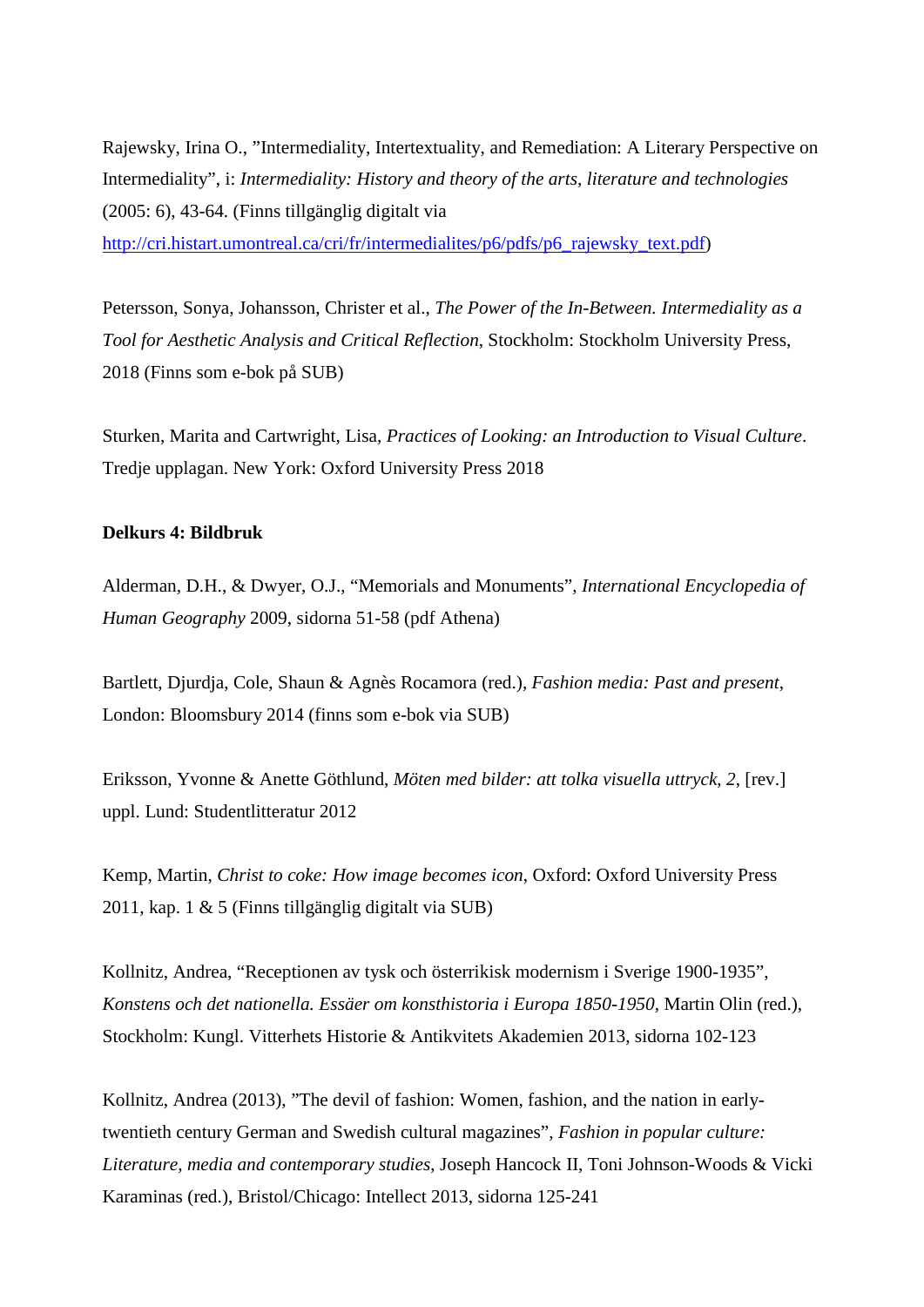Rajewsky, Irina O., ”Intermediality, Intertextuality, and Remediation: A Literary Perspective on Intermediality”, i: *Intermediality: History and theory of the arts, literature and technologies* (2005: 6), 43-64. (Finns tillgänglig digitalt via http://cri.histart.umontreal.ca/cri/fr/intermedialites/p6/pdfs/p6_rajewsky_text.pdf)

Petersson, Sonya, Johansson, Christer et al., *The Power of the In-Between. Intermediality as a Tool for Aesthetic Analysis and Critical Reflection*, Stockholm: Stockholm University Press, 2018 (Finns som e-bok på SUB)

Sturken, Marita and Cartwright, Lisa, *Practices of Looking: an Introduction to Visual Culture*. Tredje upplagan. New York: Oxford University Press 2018

**Delkurs 4: Bildbruk**

Alderman, D.H., & Dwyer, O.J., "Memorials and Monuments", *International Encyclopedia of Human Geography* 2009, sidorna 51-58 (pdf Athena)

Bartlett, Djurdja, Cole, Shaun & Agnès Rocamora (red.), *Fashion media: Past and present*, London: Bloomsbury 2014 (finns som e-bok via SUB)

Eriksson, Yvonne & Anette Göthlund, *Möten med bilder: att tolka visuella uttryck, 2*, [rev.] uppl. Lund: Studentlitteratur 2012

Kemp, Martin, *Christ to coke: How image becomes icon*, Oxford: Oxford University Press 2011, kap. 1 & 5 (Finns tillgänglig digitalt via SUB)

Kollnitz, Andrea, "Receptionen av tysk och österrikisk modernism i Sverige 1900-1935", *Konstens och det nationella. Essäer om konsthistoria i Europa 1850-1950*, Martin Olin (red.), Stockholm: Kungl. Vitterhets Historie & Antikvitets Akademien 2013, sidorna 102-123

Kollnitz, Andrea (2013), ”The devil of fashion: Women, fashion, and the nation in early-twentieth century German and Swedish cultural magazines”, *Fashion in popular culture: Literature, media and contemporary studies*, Joseph Hancock II, Toni Johnson-Woods & Vicki Karaminas (red.), Bristol/Chicago: Intellect 2013, sidorna 125-241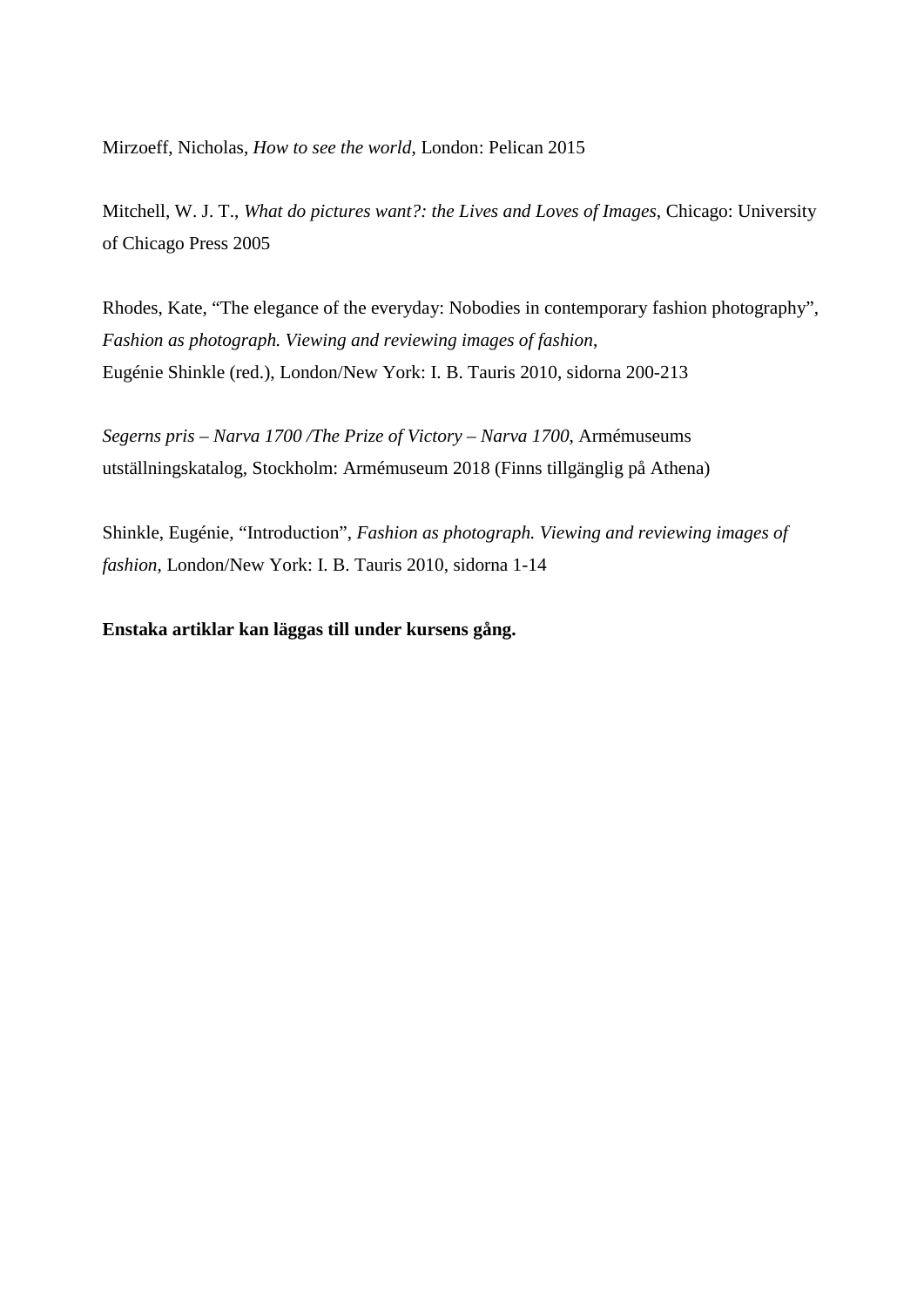Mirzoeff, Nicholas, *How to see the world*, London: Pelican 2015

Mitchell, W. J. T., *What do pictures want?: the Lives and Loves of Images*, Chicago: University of Chicago Press 2005

Rhodes, Kate, "The elegance of the everyday: Nobodies in contemporary fashion photography", *Fashion as photograph. Viewing and reviewing images of fashion*, Eugénie Shinkle (red.), London/New York: I. B. Tauris 2010, sidorna 200-213

*Segerns pris – Narva 1700 /The Prize of Victory – Narva 1700,* Armémuseums utställningskatalog, Stockholm: Armémuseum 2018 (Finns tillgänglig på Athena)

Shinkle, Eugénie, "Introduction", *Fashion as photograph. Viewing and reviewing images of fashion*, London/New York: I. B. Tauris 2010, sidorna 1-14

**Enstaka artiklar kan läggas till under kursens gång.**